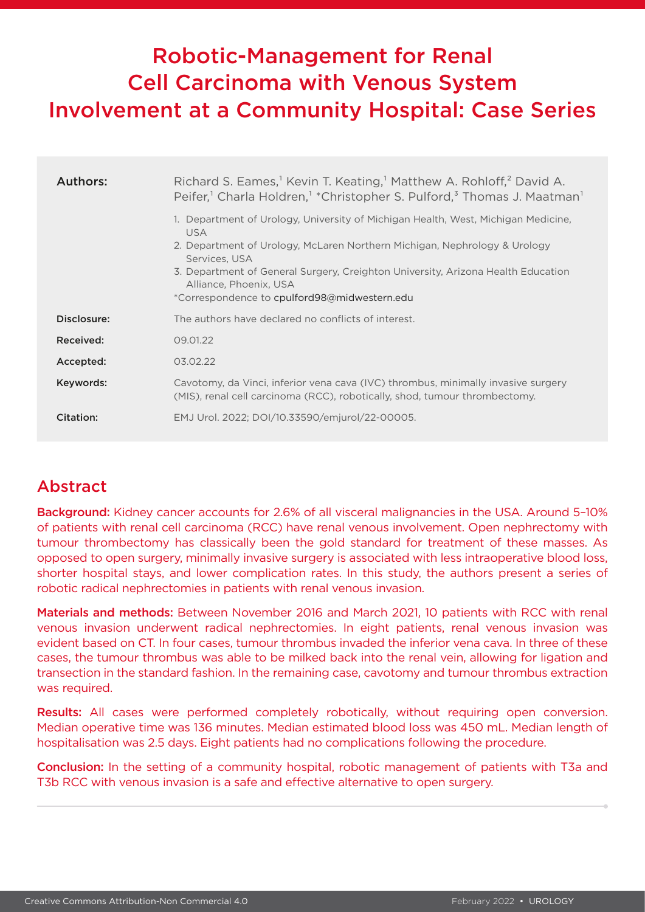# Robotic-Management for Renal Cell Carcinoma with Venous System Involvement at a Community Hospital: Case Series

| | |
|---|---|
| **Authors:** | Richard S. Eames,[1] Kevin T. Keating,[1] Matthew A. Rohloff,[2] David A. Peifer,[1] Charla Holdren,[1] *Christopher S. Pulford,[3] Thomas J. Maatman[1]<br>1. Department of Urology, University of Michigan Health, West, Michigan Medicine, USA<br>2. Department of Urology, McLaren Northern Michigan, Nephrology & Urology Services, USA<br>3. Department of General Surgery, Creighton University, Arizona Health Education Alliance, Phoenix, USA<br>*Correspondence to cpulford98@midwestern.edu |
| **Disclosure:** | The authors have declared no conflicts of interest. |
| **Received:** | 09.01.22 |
| **Accepted:** | 03.02.22 |
| **Keywords:** | Cavotomy, da Vinci, inferior vena cava (IVC) thrombus, minimally invasive surgery (MIS), renal cell carcinoma (RCC), robotically, shod, tumour thrombectomy. |
| **Citation:** | EMJ Urol. 2022; DOI/10.33590/emjurol/22-00005. |

## Abstract

**Background:** Kidney cancer accounts for 2.6% of all visceral malignancies in the USA. Around 5–10% of patients with renal cell carcinoma (RCC) have renal venous involvement. Open nephrectomy with tumour thrombectomy has classically been the gold standard for treatment of these masses. As opposed to open surgery, minimally invasive surgery is associated with less intraoperative blood loss, shorter hospital stays, and lower complication rates. In this study, the authors present a series of robotic radical nephrectomies in patients with renal venous invasion.

**Materials and methods:** Between November 2016 and March 2021, 10 patients with RCC with renal venous invasion underwent radical nephrectomies. In eight patients, renal venous invasion was evident based on CT. In four cases, tumour thrombus invaded the inferior vena cava. In three of these cases, the tumour thrombus was able to be milked back into the renal vein, allowing for ligation and transection in the standard fashion. In the remaining case, cavotomy and tumour thrombus extraction was required.

**Results:** All cases were performed completely robotically, without requiring open conversion. Median operative time was 136 minutes. Median estimated blood loss was 450 mL. Median length of hospitalisation was 2.5 days. Eight patients had no complications following the procedure.

**Conclusion:** In the setting of a community hospital, robotic management of patients with T3a and T3b RCC with venous invasion is a safe and effective alternative to open surgery.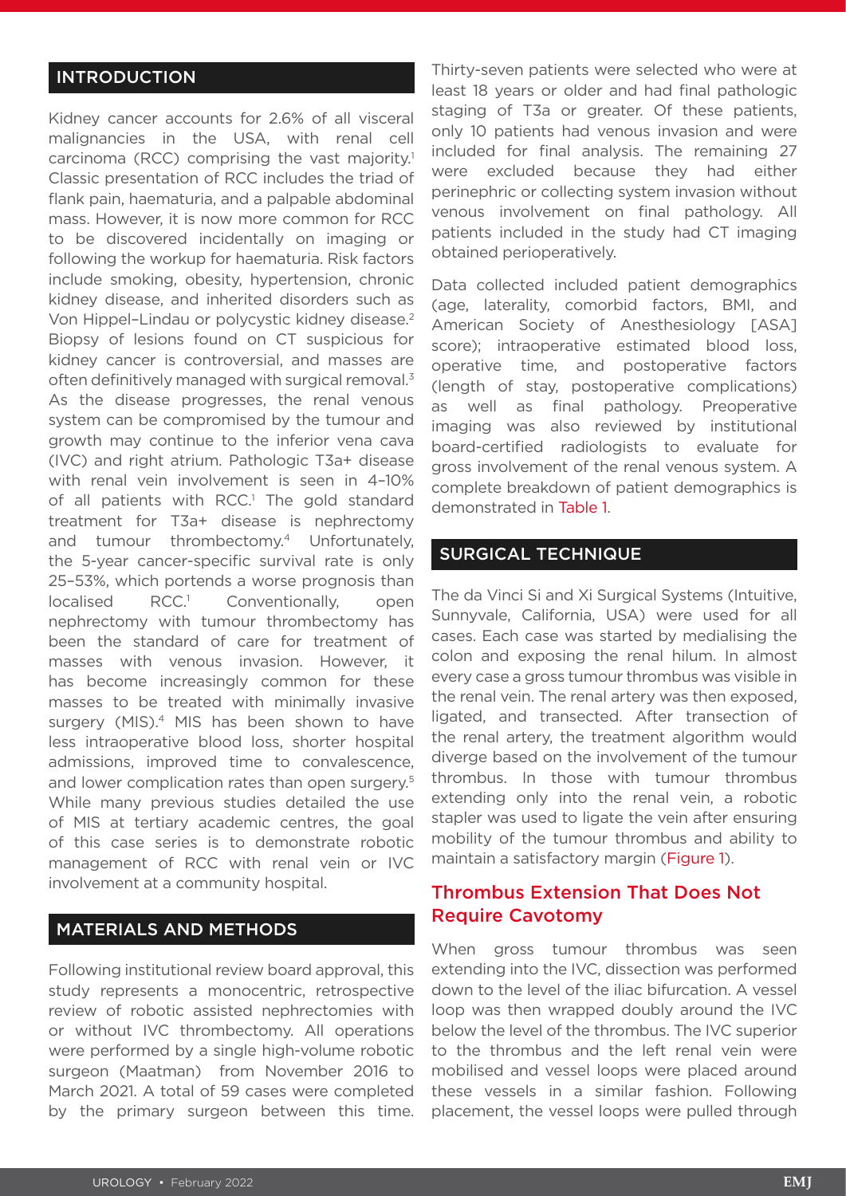## INTRODUCTION

Kidney cancer accounts for 2.6% of all visceral malignancies in the USA, with renal cell carcinoma (RCC) comprising the vast majority.[1] Classic presentation of RCC includes the triad of flank pain, haematuria, and a palpable abdominal mass. However, it is now more common for RCC to be discovered incidentally on imaging or following the workup for haematuria. Risk factors include smoking, obesity, hypertension, chronic kidney disease, and inherited disorders such as Von Hippel–Lindau or polycystic kidney disease.[2] Biopsy of lesions found on CT suspicious for kidney cancer is controversial, and masses are often definitively managed with surgical removal.[3] As the disease progresses, the renal venous system can be compromised by the tumour and growth may continue to the inferior vena cava (IVC) and right atrium. Pathologic T3a+ disease with renal vein involvement is seen in 4–10% of all patients with RCC.[1] The gold standard treatment for T3a+ disease is nephrectomy and tumour thrombectomy.[4] Unfortunately, the 5-year cancer-specific survival rate is only 25–53%, which portends a worse prognosis than localised RCC.[1] Conventionally, open nephrectomy with tumour thrombectomy has been the standard of care for treatment of masses with venous invasion. However, it has become increasingly common for these masses to be treated with minimally invasive surgery (MIS).[4] MIS has been shown to have less intraoperative blood loss, shorter hospital admissions, improved time to convalescence, and lower complication rates than open surgery.[5] While many previous studies detailed the use of MIS at tertiary academic centres, the goal of this case series is to demonstrate robotic management of RCC with renal vein or IVC involvement at a community hospital.

## MATERIALS AND METHODS

Following institutional review board approval, this study represents a monocentric, retrospective review of robotic assisted nephrectomies with or without IVC thrombectomy. All operations were performed by a single high-volume robotic surgeon (Maatman) from November 2016 to March 2021. A total of 59 cases were completed by the primary surgeon between this time. Thirty-seven patients were selected who were at least 18 years or older and had final pathologic staging of T3a or greater. Of these patients, only 10 patients had venous invasion and were included for final analysis. The remaining 27 were excluded because they had either perinephric or collecting system invasion without venous involvement on final pathology. All patients included in the study had CT imaging obtained perioperatively.

Data collected included patient demographics (age, laterality, comorbid factors, BMI, and American Society of Anesthesiology [ASA] score); intraoperative estimated blood loss, operative time, and postoperative factors (length of stay, postoperative complications) as well as final pathology. Preoperative imaging was also reviewed by institutional board-certified radiologists to evaluate for gross involvement of the renal venous system. A complete breakdown of patient demographics is demonstrated in Table 1.

## SURGICAL TECHNIQUE

The da Vinci Si and Xi Surgical Systems (Intuitive, Sunnyvale, California, USA) were used for all cases. Each case was started by medialising the colon and exposing the renal hilum. In almost every case a gross tumour thrombus was visible in the renal vein. The renal artery was then exposed, ligated, and transected. After transection of the renal artery, the treatment algorithm would diverge based on the involvement of the tumour thrombus. In those with tumour thrombus extending only into the renal vein, a robotic stapler was used to ligate the vein after ensuring mobility of the tumour thrombus and ability to maintain a satisfactory margin (Figure 1).

### Thrombus Extension That Does Not Require Cavotomy

When gross tumour thrombus was seen extending into the IVC, dissection was performed down to the level of the iliac bifurcation. A vessel loop was then wrapped doubly around the IVC below the level of the thrombus. The IVC superior to the thrombus and the left renal vein were mobilised and vessel loops were placed around these vessels in a similar fashion. Following placement, the vessel loops were pulled through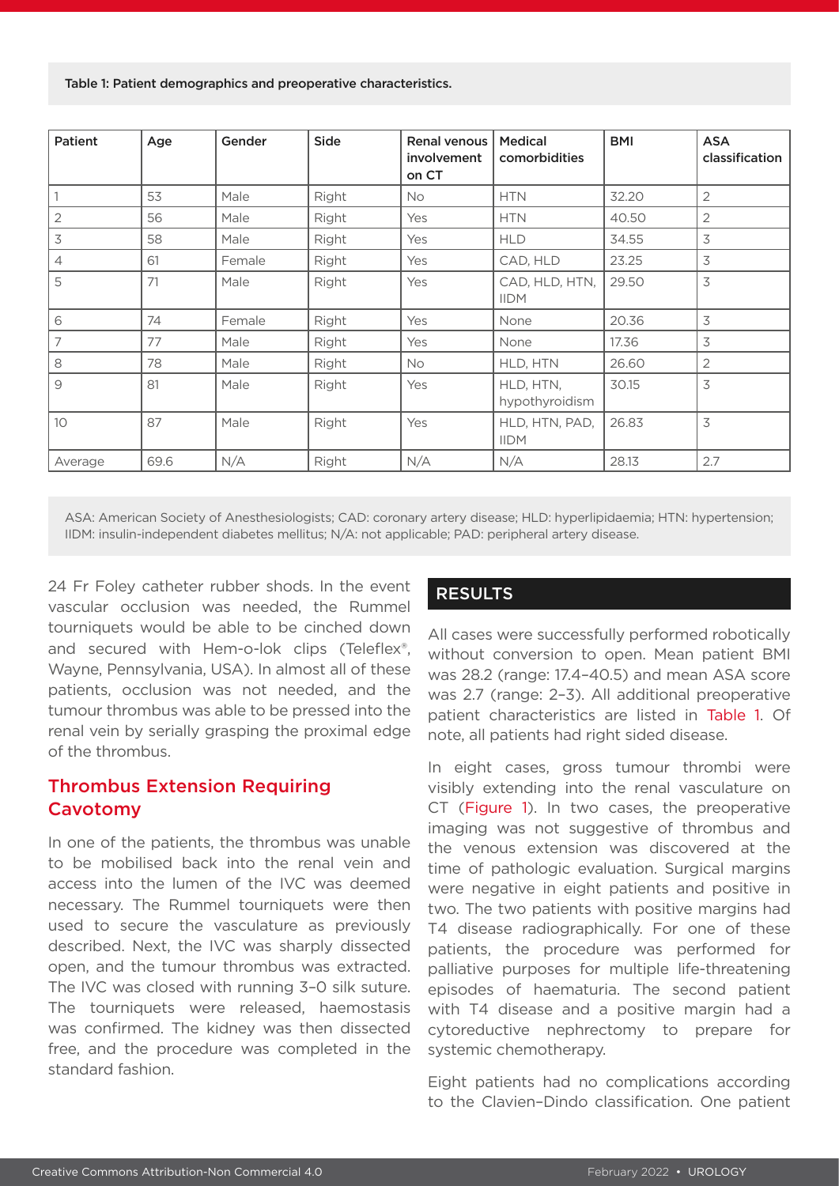Table 1: Patient demographics and preoperative characteristics.

| Patient | Age | Gender | Side | Renal venous involvement on CT | Medical comorbidities | BMI | ASA classification |
|---|---|---|---|---|---|---|---|
| 1 | 53 | Male | Right | No | HTN | 32.20 | 2 |
| 2 | 56 | Male | Right | Yes | HTN | 40.50 | 2 |
| 3 | 58 | Male | Right | Yes | HLD | 34.55 | 3 |
| 4 | 61 | Female | Right | Yes | CAD, HLD | 23.25 | 3 |
| 5 | 71 | Male | Right | Yes | CAD, HLD, HTN, IIDM | 29.50 | 3 |
| 6 | 74 | Female | Right | Yes | None | 20.36 | 3 |
| 7 | 77 | Male | Right | Yes | None | 17.36 | 3 |
| 8 | 78 | Male | Right | No | HLD, HTN | 26.60 | 2 |
| 9 | 81 | Male | Right | Yes | HLD, HTN, hypothyroidism | 30.15 | 3 |
| 10 | 87 | Male | Right | Yes | HLD, HTN, PAD, IIDM | 26.83 | 3 |
| Average | 69.6 | N/A | Right | N/A | N/A | 28.13 | 2.7 |

ASA: American Society of Anesthesiologists; CAD: coronary artery disease; HLD: hyperlipidaemia; HTN: hypertension; IIDM: insulin-independent diabetes mellitus; N/A: not applicable; PAD: peripheral artery disease.

24 Fr Foley catheter rubber shods. In the event vascular occlusion was needed, the Rummel tourniquets would be able to be cinched down and secured with Hem-o-lok clips (Teleflex®, Wayne, Pennsylvania, USA). In almost all of these patients, occlusion was not needed, and the tumour thrombus was able to be pressed into the renal vein by serially grasping the proximal edge of the thrombus.

### Thrombus Extension Requiring Cavotomy

In one of the patients, the thrombus was unable to be mobilised back into the renal vein and access into the lumen of the IVC was deemed necessary. The Rummel tourniquets were then used to secure the vasculature as previously described. Next, the IVC was sharply dissected open, and the tumour thrombus was extracted. The IVC was closed with running 3–0 silk suture. The tourniquets were released, haemostasis was confirmed. The kidney was then dissected free, and the procedure was completed in the standard fashion.

## RESULTS

All cases were successfully performed robotically without conversion to open. Mean patient BMI was 28.2 (range: 17.4–40.5) and mean ASA score was 2.7 (range: 2–3). All additional preoperative patient characteristics are listed in Table 1. Of note, all patients had right sided disease.

In eight cases, gross tumour thrombi were visibly extending into the renal vasculature on CT (Figure 1). In two cases, the preoperative imaging was not suggestive of thrombus and the venous extension was discovered at the time of pathologic evaluation. Surgical margins were negative in eight patients and positive in two. The two patients with positive margins had T4 disease radiographically. For one of these patients, the procedure was performed for palliative purposes for multiple life-threatening episodes of haematuria. The second patient with T4 disease and a positive margin had a cytoreductive nephrectomy to prepare for systemic chemotherapy.

Eight patients had no complications according to the Clavien–Dindo classification. One patient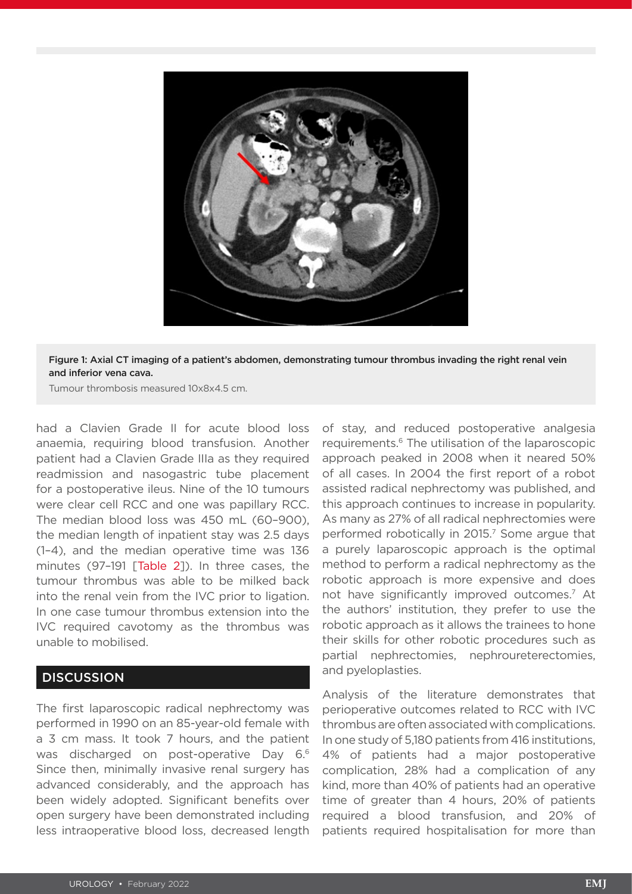Figure 1: Axial CT imaging of a patient's abdomen, demonstrating tumour thrombus invading the right renal vein and inferior vena cava.

Tumour thrombosis measured 10x8x4.5 cm.

had a Clavien Grade II for acute blood loss anaemia, requiring blood transfusion. Another patient had a Clavien Grade IIIa as they required readmission and nasogastric tube placement for a postoperative ileus. Nine of the 10 tumours were clear cell RCC and one was papillary RCC. The median blood loss was 450 mL (60–900), the median length of inpatient stay was 2.5 days (1–4), and the median operative time was 136 minutes (97–191 [Table 2]). In three cases, the tumour thrombus was able to be milked back into the renal vein from the IVC prior to ligation. In one case tumour thrombus extension into the IVC required cavotomy as the thrombus was unable to mobilised.

## DISCUSSION

The first laparoscopic radical nephrectomy was performed in 1990 on an 85-year-old female with a 3 cm mass. It took 7 hours, and the patient was discharged on post-operative Day 6.[6] Since then, minimally invasive renal surgery has advanced considerably, and the approach has been widely adopted. Significant benefits over open surgery have been demonstrated including less intraoperative blood loss, decreased length of stay, and reduced postoperative analgesia requirements.[6] The utilisation of the laparoscopic approach peaked in 2008 when it neared 50% of all cases. In 2004 the first report of a robot assisted radical nephrectomy was published, and this approach continues to increase in popularity. As many as 27% of all radical nephrectomies were performed robotically in 2015.[7] Some argue that a purely laparoscopic approach is the optimal method to perform a radical nephrectomy as the robotic approach is more expensive and does not have significantly improved outcomes.[7] At the authors' institution, they prefer to use the robotic approach as it allows the trainees to hone their skills for other robotic procedures such as partial nephrectomies, nephroureterectomies, and pyeloplasties.

Analysis of the literature demonstrates that perioperative outcomes related to RCC with IVC thrombus are often associated with complications. In one study of 5,180 patients from 416 institutions, 4% of patients had a major postoperative complication, 28% had a complication of any kind, more than 40% of patients had an operative time of greater than 4 hours, 20% of patients required a blood transfusion, and 20% of patients required hospitalisation for more than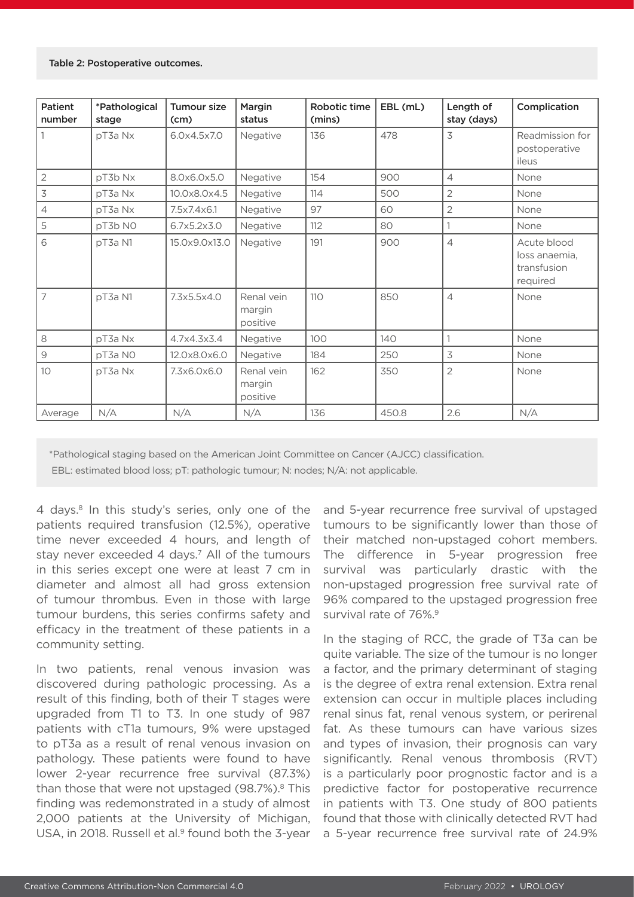Table 2: Postoperative outcomes.

| Patient number | *Pathological stage | Tumour size (cm) | Margin status | Robotic time (mins) | EBL (mL) | Length of stay (days) | Complication |
|---|---|---|---|---|---|---|---|
| 1 | pT3a Nx | 6.0x4.5x7.0 | Negative | 136 | 478 | 3 | Readmission for postoperative ileus |
| 2 | pT3b Nx | 8.0x6.0x5.0 | Negative | 154 | 900 | 4 | None |
| 3 | pT3a Nx | 10.0x8.0x4.5 | Negative | 114 | 500 | 2 | None |
| 4 | pT3a Nx | 7.5x7.4x6.1 | Negative | 97 | 60 | 2 | None |
| 5 | pT3b N0 | 6.7x5.2x3.0 | Negative | 112 | 80 | 1 | None |
| 6 | pT3a N1 | 15.0x9.0x13.0 | Negative | 191 | 900 | 4 | Acute blood loss anaemia, transfusion required |
| 7 | pT3a N1 | 7.3x5.5x4.0 | Renal vein margin positive | 110 | 850 | 4 | None |
| 8 | pT3a Nx | 4.7x4.3x3.4 | Negative | 100 | 140 | 1 | None |
| 9 | pT3a N0 | 12.0x8.0x6.0 | Negative | 184 | 250 | 3 | None |
| 10 | pT3a Nx | 7.3x6.0x6.0 | Renal vein margin positive | 162 | 350 | 2 | None |
| Average | N/A | N/A | N/A | 136 | 450.8 | 2.6 | N/A |

*Pathological staging based on the American Joint Committee on Cancer (AJCC) classification.
EBL: estimated blood loss; pT: pathologic tumour; N: nodes; N/A: not applicable.

4 days.[8] In this study's series, only one of the patients required transfusion (12.5%), operative time never exceeded 4 hours, and length of stay never exceeded 4 days.[7] All of the tumours in this series except one were at least 7 cm in diameter and almost all had gross extension of tumour thrombus. Even in those with large tumour burdens, this series confirms safety and efficacy in the treatment of these patients in a community setting.

In two patients, renal venous invasion was discovered during pathologic processing. As a result of this finding, both of their T stages were upgraded from T1 to T3. In one study of 987 patients with cT1a tumours, 9% were upstaged to pT3a as a result of renal venous invasion on pathology. These patients were found to have lower 2-year recurrence free survival (87.3%) than those that were not upstaged (98.7%).[8] This finding was redemonstrated in a study of almost 2,000 patients at the University of Michigan, USA, in 2018. Russell et al.[9] found both the 3-year and 5-year recurrence free survival of upstaged tumours to be significantly lower than those of their matched non-upstaged cohort members. The difference in 5-year progression free survival was particularly drastic with the non-upstaged progression free survival rate of 96% compared to the upstaged progression free survival rate of 76%.[9]

In the staging of RCC, the grade of T3a can be quite variable. The size of the tumour is no longer a factor, and the primary determinant of staging is the degree of extra renal extension. Extra renal extension can occur in multiple places including renal sinus fat, renal venous system, or perirenal fat. As these tumours can have various sizes and types of invasion, their prognosis can vary significantly. Renal venous thrombosis (RVT) is a particularly poor prognostic factor and is a predictive factor for postoperative recurrence in patients with T3. One study of 800 patients found that those with clinically detected RVT had a 5-year recurrence free survival rate of 24.9%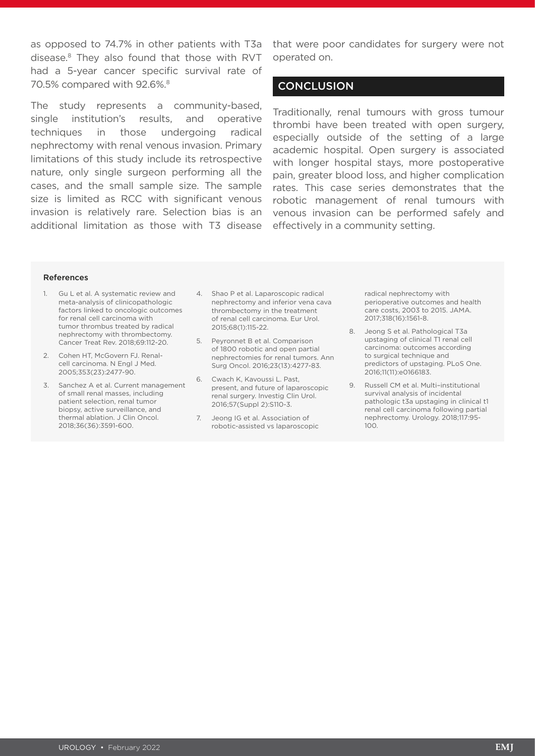as opposed to 74.7% in other patients with T3a disease.[8] They also found that those with RVT had a 5-year cancer specific survival rate of 70.5% compared with 92.6%.[8]

The study represents a community-based, single institution's results, and operative techniques in those undergoing radical nephrectomy with renal venous invasion. Primary limitations of this study include its retrospective nature, only single surgeon performing all the cases, and the small sample size. The sample size is limited as RCC with significant venous invasion is relatively rare. Selection bias is an additional limitation as those with T3 disease that were poor candidates for surgery were not operated on.

## CONCLUSION

Traditionally, renal tumours with gross tumour thrombi have been treated with open surgery, especially outside of the setting of a large academic hospital. Open surgery is associated with longer hospital stays, more postoperative pain, greater blood loss, and higher complication rates. This case series demonstrates that the robotic management of renal tumours with venous invasion can be performed safely and effectively in a community setting.

### References

1. Gu L et al. A systematic review and meta-analysis of clinicopathologic factors linked to oncologic outcomes for renal cell carcinoma with tumor thrombus treated by radical nephrectomy with thrombectomy. Cancer Treat Rev. 2018;69:112-20.
2. Cohen HT, McGovern FJ. Renal-cell carcinoma. N Engl J Med. 2005;353(23):2477-90.
3. Sanchez A et al. Current management of small renal masses, including patient selection, renal tumor biopsy, active surveillance, and thermal ablation. J Clin Oncol. 2018;36(36):3591-600.
4. Shao P et al. Laparoscopic radical nephrectomy and inferior vena cava thrombectomy in the treatment of renal cell carcinoma. Eur Urol. 2015;68(1):115-22.
5. Peyronnet B et al. Comparison of 1800 robotic and open partial nephrectomies for renal tumors. Ann Surg Oncol. 2016;23(13):4277-83.
6. Cwach K, Kavoussi L. Past, present, and future of laparoscopic renal surgery. Investig Clin Urol. 2016;57(Suppl 2):S110-3.
7. Jeong IG et al. Association of robotic-assisted vs laparoscopic radical nephrectomy with perioperative outcomes and health care costs, 2003 to 2015. JAMA. 2017;318(16):1561-8.
8. Jeong S et al. Pathological T3a upstaging of clinical T1 renal cell carcinoma: outcomes according to surgical technique and predictors of upstaging. PLoS One. 2016;11(11):e0166183.
9. Russell CM et al. Multi–institutional survival analysis of incidental pathologic t3a upstaging in clinical t1 renal cell carcinoma following partial nephrectomy. Urology. 2018;117:95-100.